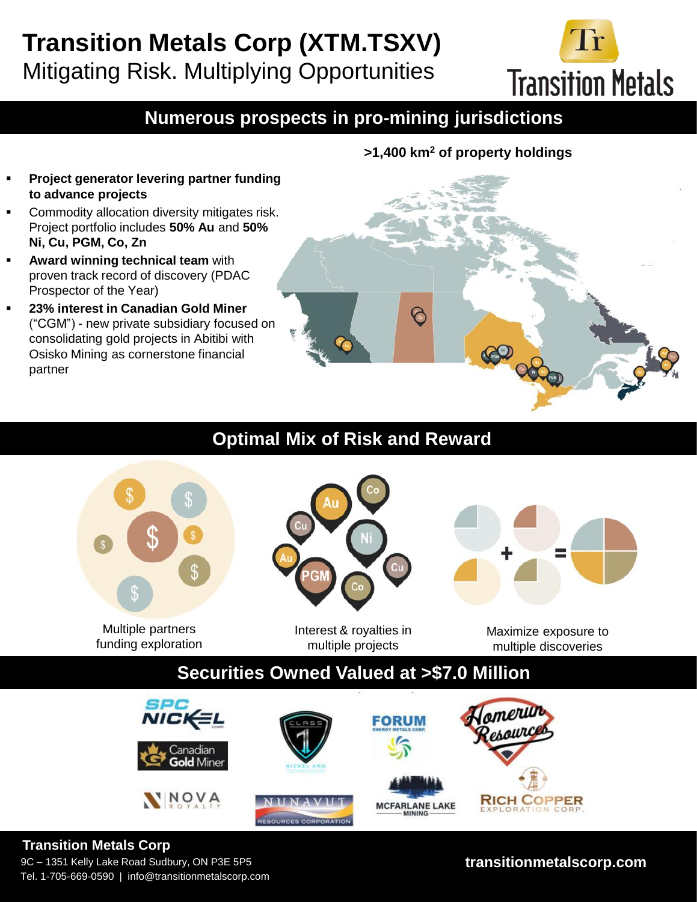# Transition Metals Corp (XTM.TSXV)

Mitigating Risk. Multiplying Opportunities

## Numerous prospects in pro-mining jurisdictions

**>1,400 km$^2$ of property holdings**

- **Project generator levering partner funding to advance projects**
- Commodity allocation diversity mitigates risk. Project portfolio includes **50% Au** and **50% Ni, Cu, PGM, Co, Zn**
- **Award winning technical team** with proven track record of discovery (PDAC Prospector of the Year)
- **23% interest in Canadian Gold Miner** ("CGM") - new private subsidiary focused on consolidating gold projects in Abitibi with Osisko Mining as cornerstone financial partner

## Optimal Mix of Risk and Reward

Multiple partners funding exploration

Interest & royalties in multiple projects

Maximize exposure to multiple discoveries

## Securities Owned Valued at >$7.0 Million

SPC Nickel Corp · Canadian Gold Miner · Nova Royalty · Class 1 Nickel and Technologies · Nunavut Resources Corporation · Forum Energy Metals Corp · McFarlane Lake Mining · Homerun Resources · Rich Copper Exploration Corp.

**Transition Metals Corp**

9C – 1351 Kelly Lake Road Sudbury, ON P3E 5P5

Tel. 1-705-669-0590 | info@transitionmetalscorp.com

**transitionmetalscorp.com**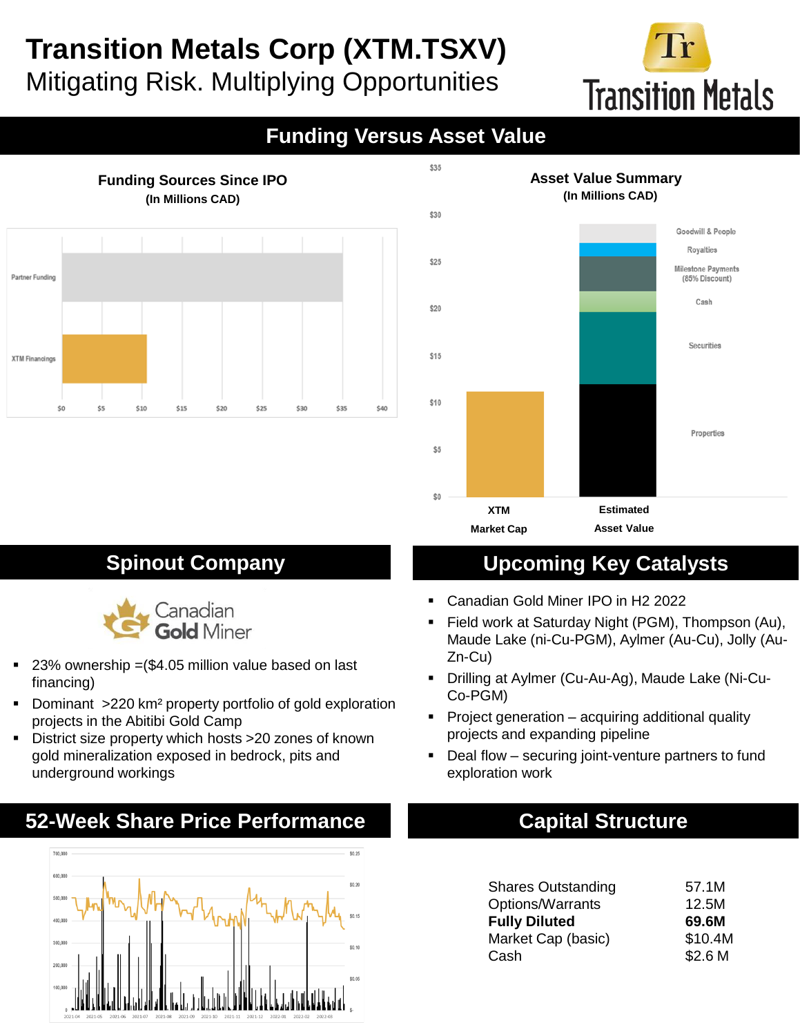# Transition Metals Corp (XTM.TSXV)

Mitigating Risk. Multiplying Opportunities

Transition Metals

## Funding Versus Asset Value

**Funding Sources Since IPO**
(In Millions CAD)

Partner Funding
XTM Financings
$0 $5 $10 $15 $20 $25 $30 $35 $40

**Asset Value Summary**
(In Millions CAD)

$35 $30 $25 $20 $15 $10 $5 $0

Goodwill & People
Royalties
Milestone Payments (85% Discount)
Cash
Securities
Properties

XTM Market Cap
Estimated Asset Value

## Spinout Company

Canadian Gold Miner

- 23% ownership =($4.05 million value based on last financing)
- Dominant >220 km² property portfolio of gold exploration projects in the Abitibi Gold Camp
- District size property which hosts >20 zones of known gold mineralization exposed in bedrock, pits and underground workings

## Upcoming Key Catalysts

- Canadian Gold Miner IPO in H2 2022
- Field work at Saturday Night (PGM), Thompson (Au), Maude Lake (ni-Cu-PGM), Aylmer (Au-Cu), Jolly (Au-Zn-Cu)
- Drilling at Aylmer (Cu-Au-Ag), Maude Lake (Ni-Cu-Co-PGM)
- Project generation – acquiring additional quality projects and expanding pipeline
- Deal flow – securing joint-venture partners to fund exploration work

## 52-Week Share Price Performance

700,000 600,000 500,000 400,000 300,000 200,000 100,000 0
$0.25 $0.20 $0.15 $0.10 $0.05 $-
2021-04 2021-05 2021-06 2021-07 2021-08 2021-09 2021-10 2021-11 2021-12 2022-01 2022-02 2022-03

## Capital Structure

| | |
|---|---|
| Shares Outstanding | 57.1M |
| Options/Warrants | 12.5M |
| **Fully Diluted** | **69.6M** |
| Market Cap (basic) | $10.4M |
| Cash | $2.6 M |